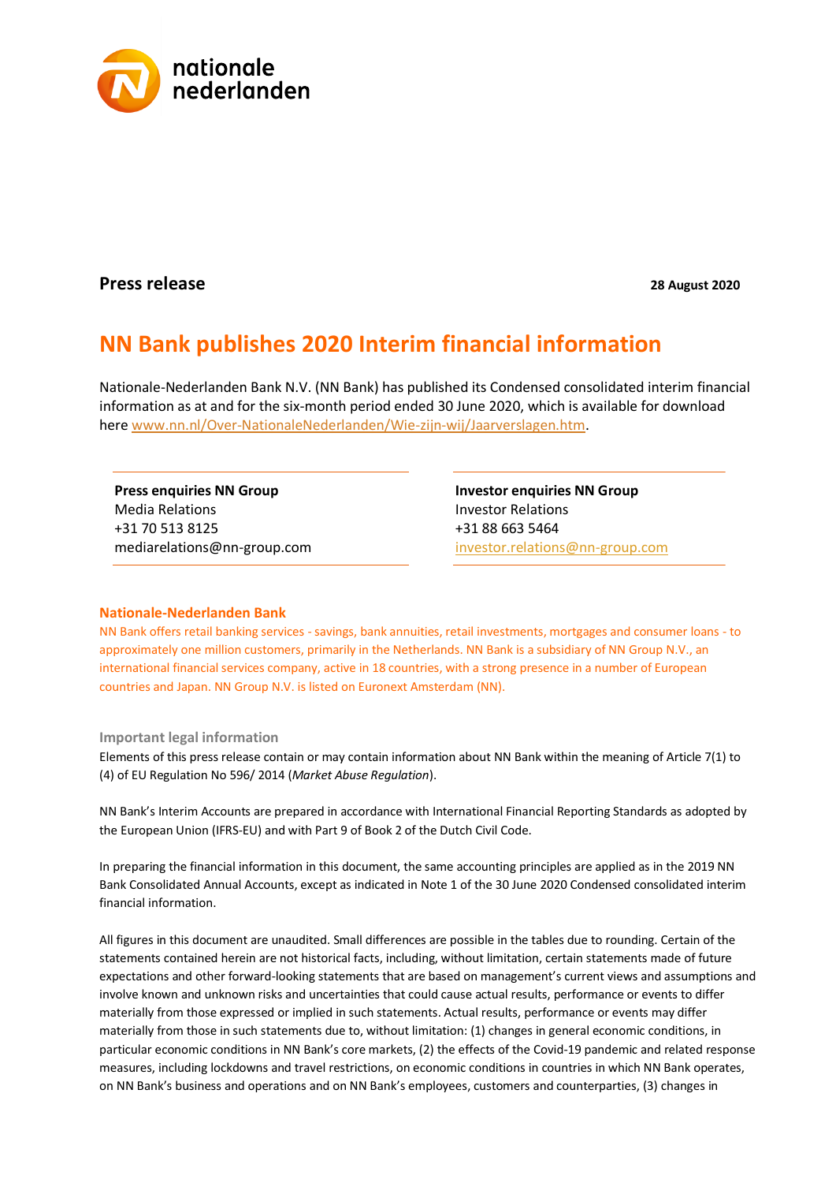**Press release** **28 August 2020**

# NN Bank publishes 2020 Interim financial information

Nationale-Nederlanden Bank N.V. (NN Bank) has published its Condensed consolidated interim financial information as at and for the six-month period ended 30 June 2020, which is available for download here [www.nn.nl/Over-NationaleNederlanden/Wie-zijn-wij/Jaarverslagen.htm](www.nn.nl/Over-NationaleNederlanden/Wie-zijn-wij/Jaarverslagen.htm).

**Press enquiries NN Group**
Media Relations
+31 70 513 8125
mediarelations@nn-group.com

**Investor enquiries NN Group**
Investor Relations
+31 88 663 5464
investor.relations@nn-group.com

## Nationale-Nederlanden Bank

NN Bank offers retail banking services - savings, bank annuities, retail investments, mortgages and consumer loans - to approximately one million customers, primarily in the Netherlands. NN Bank is a subsidiary of NN Group N.V., an international financial services company, active in 18 countries, with a strong presence in a number of European countries and Japan. NN Group N.V. is listed on Euronext Amsterdam (NN).

### Important legal information

Elements of this press release contain or may contain information about NN Bank within the meaning of Article 7(1) to (4) of EU Regulation No 596/ 2014 (*Market Abuse Regulation*).

NN Bank's Interim Accounts are prepared in accordance with International Financial Reporting Standards as adopted by the European Union (IFRS-EU) and with Part 9 of Book 2 of the Dutch Civil Code.

In preparing the financial information in this document, the same accounting principles are applied as in the 2019 NN Bank Consolidated Annual Accounts, except as indicated in Note 1 of the 30 June 2020 Condensed consolidated interim financial information.

All figures in this document are unaudited. Small differences are possible in the tables due to rounding. Certain of the statements contained herein are not historical facts, including, without limitation, certain statements made of future expectations and other forward-looking statements that are based on management's current views and assumptions and involve known and unknown risks and uncertainties that could cause actual results, performance or events to differ materially from those expressed or implied in such statements. Actual results, performance or events may differ materially from those in such statements due to, without limitation: (1) changes in general economic conditions, in particular economic conditions in NN Bank's core markets, (2) the effects of the Covid-19 pandemic and related response measures, including lockdowns and travel restrictions, on economic conditions in countries in which NN Bank operates, on NN Bank's business and operations and on NN Bank's employees, customers and counterparties, (3) changes in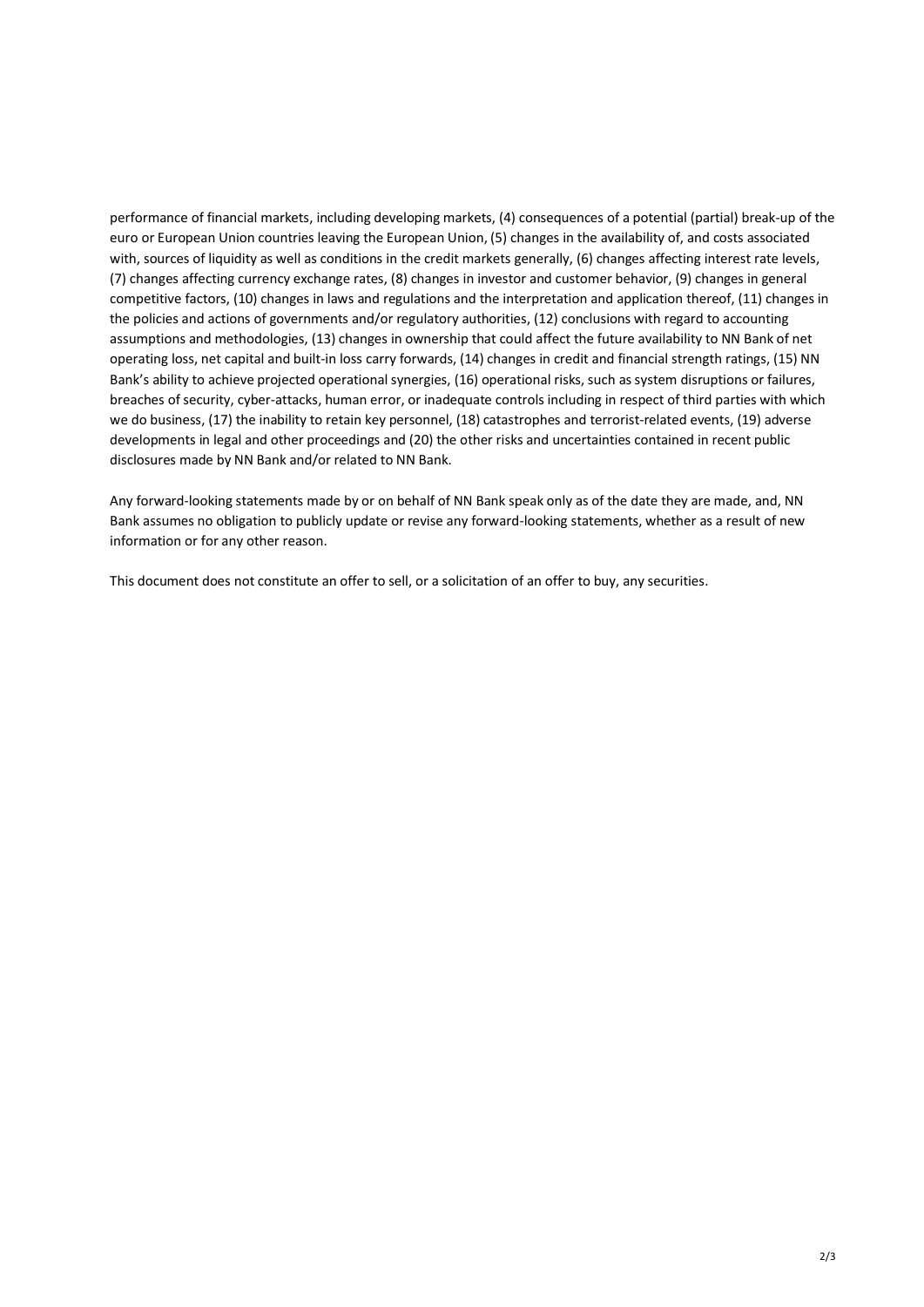performance of financial markets, including developing markets, (4) consequences of a potential (partial) break-up of the euro or European Union countries leaving the European Union, (5) changes in the availability of, and costs associated with, sources of liquidity as well as conditions in the credit markets generally, (6) changes affecting interest rate levels, (7) changes affecting currency exchange rates, (8) changes in investor and customer behavior, (9) changes in general competitive factors, (10) changes in laws and regulations and the interpretation and application thereof, (11) changes in the policies and actions of governments and/or regulatory authorities, (12) conclusions with regard to accounting assumptions and methodologies, (13) changes in ownership that could affect the future availability to NN Bank of net operating loss, net capital and built-in loss carry forwards, (14) changes in credit and financial strength ratings, (15) NN Bank's ability to achieve projected operational synergies, (16) operational risks, such as system disruptions or failures, breaches of security, cyber-attacks, human error, or inadequate controls including in respect of third parties with which we do business, (17) the inability to retain key personnel, (18) catastrophes and terrorist-related events, (19) adverse developments in legal and other proceedings and (20) the other risks and uncertainties contained in recent public disclosures made by NN Bank and/or related to NN Bank.

Any forward-looking statements made by or on behalf of NN Bank speak only as of the date they are made, and, NN Bank assumes no obligation to publicly update or revise any forward-looking statements, whether as a result of new information or for any other reason.

This document does not constitute an offer to sell, or a solicitation of an offer to buy, any securities.